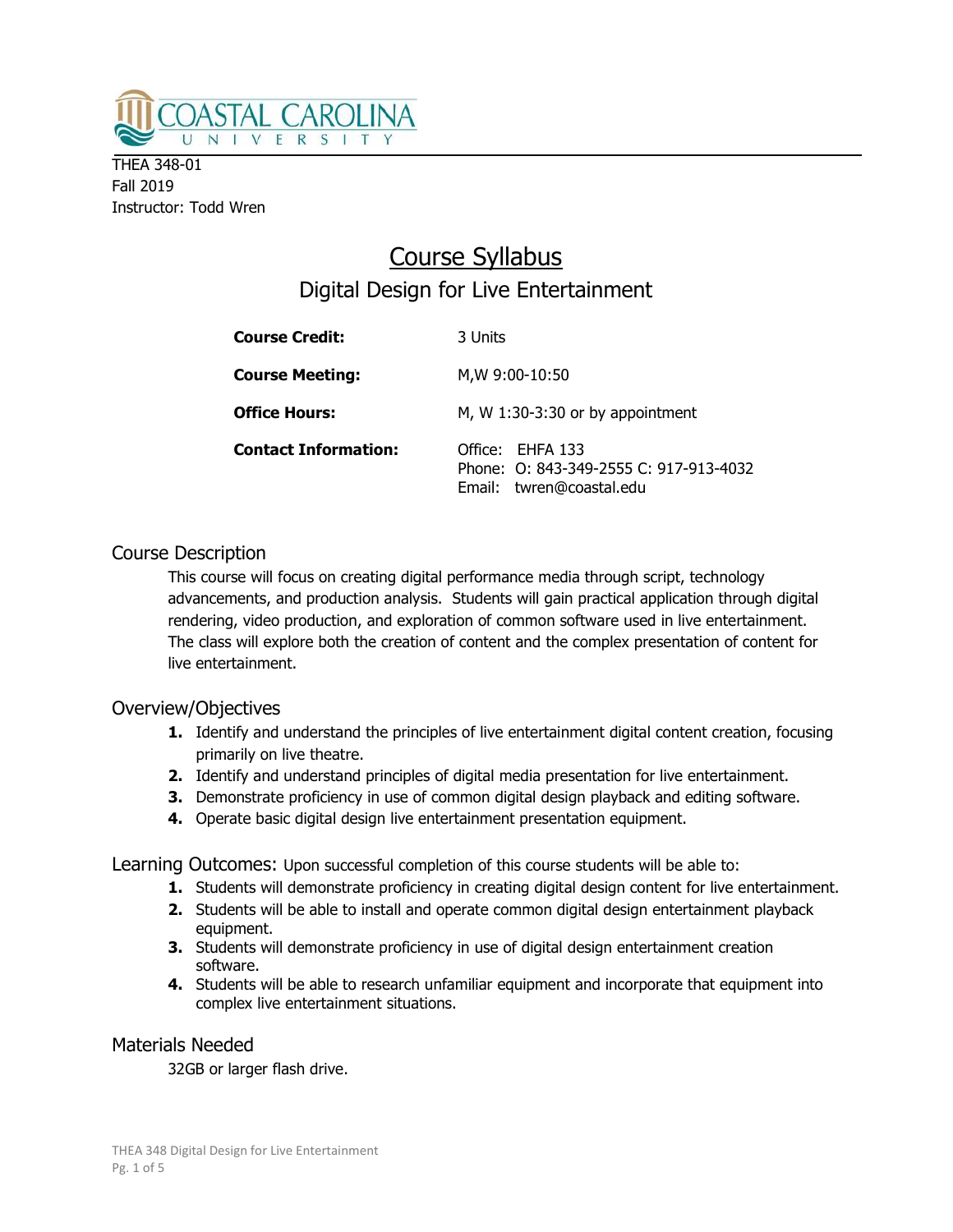THEA 348-01
Fall 2019
Instructor: Todd Wren

# Course Syllabus

## Digital Design for Live Entertainment

| | |
|---|---|
| **Course Credit:** | 3 Units |
| **Course Meeting:** | M,W 9:00-10:50 |
| **Office Hours:** | M, W 1:30-3:30 or by appointment |
| **Contact Information:** | Office: EHFA 133<br>Phone: O: 843-349-2555 C: 917-913-4032<br>Email: twren@coastal.edu |

### Course Description

This course will focus on creating digital performance media through script, technology advancements, and production analysis. Students will gain practical application through digital rendering, video production, and exploration of common software used in live entertainment. The class will explore both the creation of content and the complex presentation of content for live entertainment.

### Overview/Objectives

1. Identify and understand the principles of live entertainment digital content creation, focusing primarily on live theatre.
2. Identify and understand principles of digital media presentation for live entertainment.
3. Demonstrate proficiency in use of common digital design playback and editing software.
4. Operate basic digital design live entertainment presentation equipment.

### Learning Outcomes:

Upon successful completion of this course students will be able to:

1. Students will demonstrate proficiency in creating digital design content for live entertainment.
2. Students will be able to install and operate common digital design entertainment playback equipment.
3. Students will demonstrate proficiency in use of digital design entertainment creation software.
4. Students will be able to research unfamiliar equipment and incorporate that equipment into complex live entertainment situations.

### Materials Needed

32GB or larger flash drive.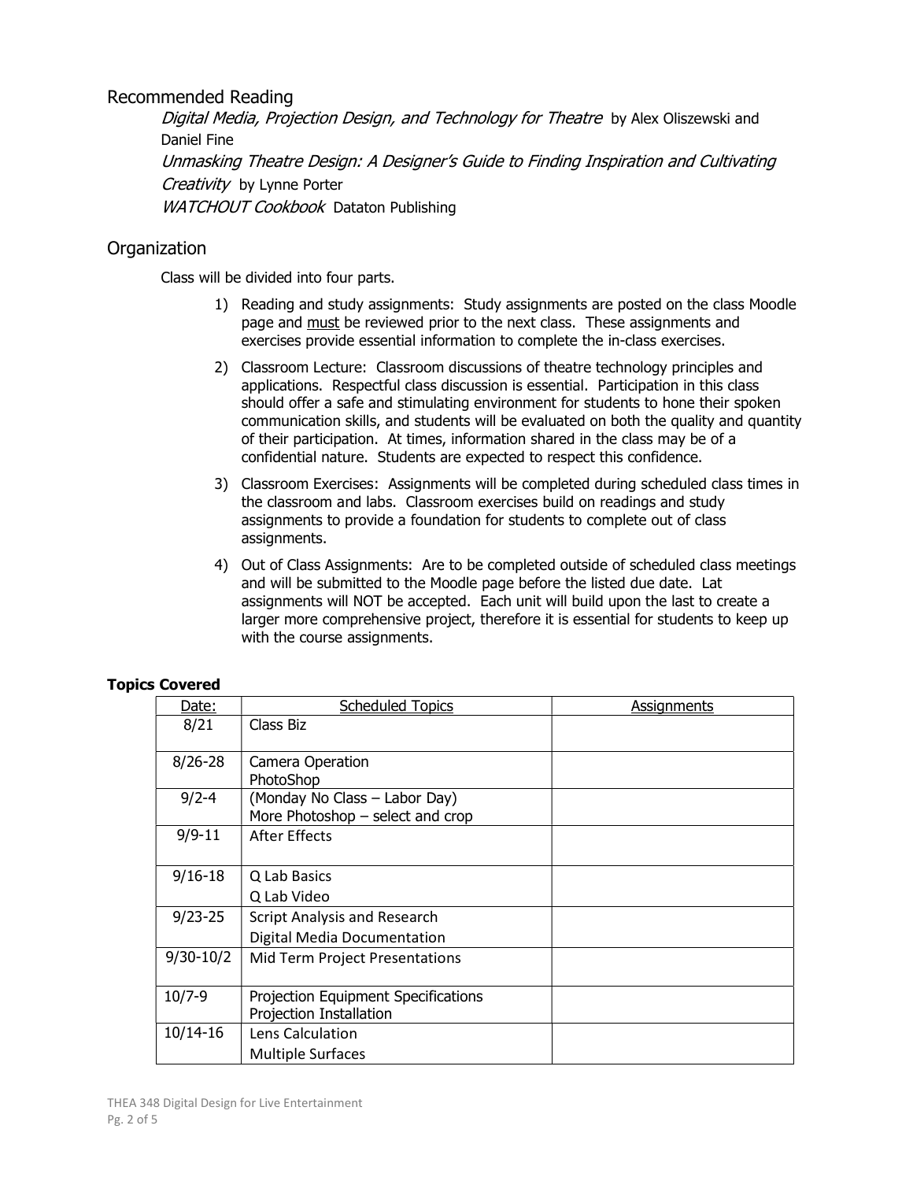## Recommended Reading

*Digital Media, Projection Design, and Technology for Theatre* by Alex Oliszewski and Daniel Fine

*Unmasking Theatre Design: A Designer's Guide to Finding Inspiration and Cultivating Creativity* by Lynne Porter

*WATCHOUT Cookbook* Dataton Publishing

## Organization

Class will be divided into four parts.

1) Reading and study assignments: Study assignments are posted on the class Moodle page and must be reviewed prior to the next class. These assignments and exercises provide essential information to complete the in-class exercises.
2) Classroom Lecture: Classroom discussions of theatre technology principles and applications. Respectful class discussion is essential. Participation in this class should offer a safe and stimulating environment for students to hone their spoken communication skills, and students will be evaluated on both the quality and quantity of their participation. At times, information shared in the class may be of a confidential nature. Students are expected to respect this confidence.
3) Classroom Exercises: Assignments will be completed during scheduled class times in the classroom and labs. Classroom exercises build on readings and study assignments to provide a foundation for students to complete out of class assignments.
4) Out of Class Assignments: Are to be completed outside of scheduled class meetings and will be submitted to the Moodle page before the listed due date. Lat assignments will NOT be accepted. Each unit will build upon the last to create a larger more comprehensive project, therefore it is essential for students to keep up with the course assignments.

**Topics Covered**

| Date: | Scheduled Topics | Assignments |
|---|---|---|
| 8/21 | Class Biz | |
| 8/26-28 | Camera Operation<br>PhotoShop | |
| 9/2-4 | (Monday No Class – Labor Day)<br>More Photoshop – select and crop | |
| 9/9-11 | After Effects | |
| 9/16-18 | Q Lab Basics<br>Q Lab Video | |
| 9/23-25 | Script Analysis and Research<br>Digital Media Documentation | |
| 9/30-10/2 | Mid Term Project Presentations | |
| 10/7-9 | Projection Equipment Specifications<br>Projection Installation | |
| 10/14-16 | Lens Calculation<br>Multiple Surfaces | |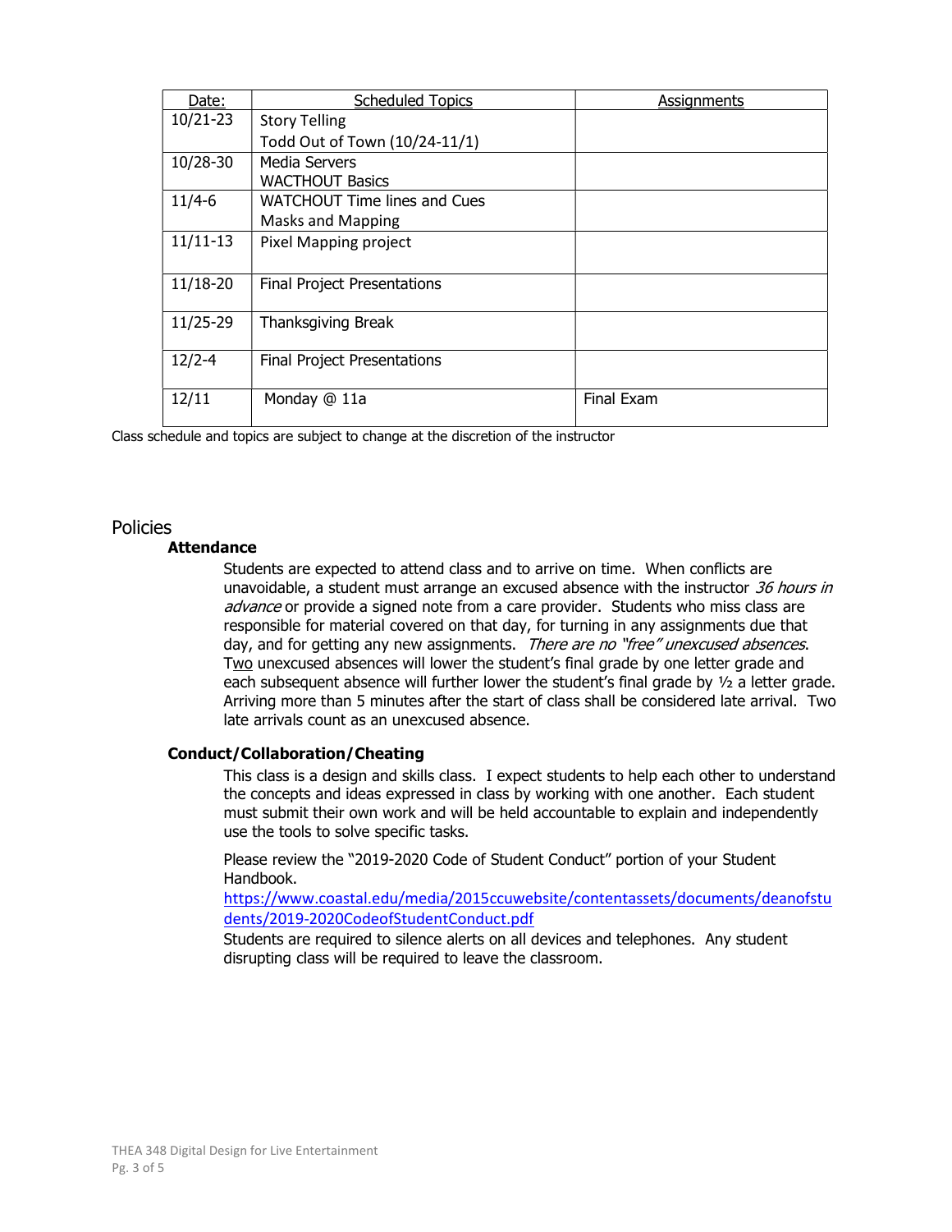| Date: | Scheduled Topics | Assignments |
|---|---|---|
| 10/21-23 | Story Telling<br>Todd Out of Town (10/24-11/1) | |
| 10/28-30 | Media Servers<br>WACTHOUT Basics | |
| 11/4-6 | WATCHOUT Time lines and Cues<br>Masks and Mapping | |
| 11/11-13 | Pixel Mapping project | |
| 11/18-20 | Final Project Presentations | |
| 11/25-29 | Thanksgiving Break | |
| 12/2-4 | Final Project Presentations | |
| 12/11 | Monday @ 11a | Final Exam |

Class schedule and topics are subject to change at the discretion of the instructor

## Policies

### Attendance

Students are expected to attend class and to arrive on time. When conflicts are unavoidable, a student must arrange an excused absence with the instructor *36 hours in advance* or provide a signed note from a care provider. Students who miss class are responsible for material covered on that day, for turning in any assignments due that day, and for getting any new assignments. *There are no "free" unexcused absences*. Two unexcused absences will lower the student's final grade by one letter grade and each subsequent absence will further lower the student's final grade by ½ a letter grade. Arriving more than 5 minutes after the start of class shall be considered late arrival. Two late arrivals count as an unexcused absence.

### Conduct/Collaboration/Cheating

This class is a design and skills class. I expect students to help each other to understand the concepts and ideas expressed in class by working with one another. Each student must submit their own work and will be held accountable to explain and independently use the tools to solve specific tasks.

Please review the "2019-2020 Code of Student Conduct" portion of your Student Handbook.
https://www.coastal.edu/media/2015ccuwebsite/contentassets/documents/deanofstudents/2019-2020CodeofStudentConduct.pdf
Students are required to silence alerts on all devices and telephones. Any student disrupting class will be required to leave the classroom.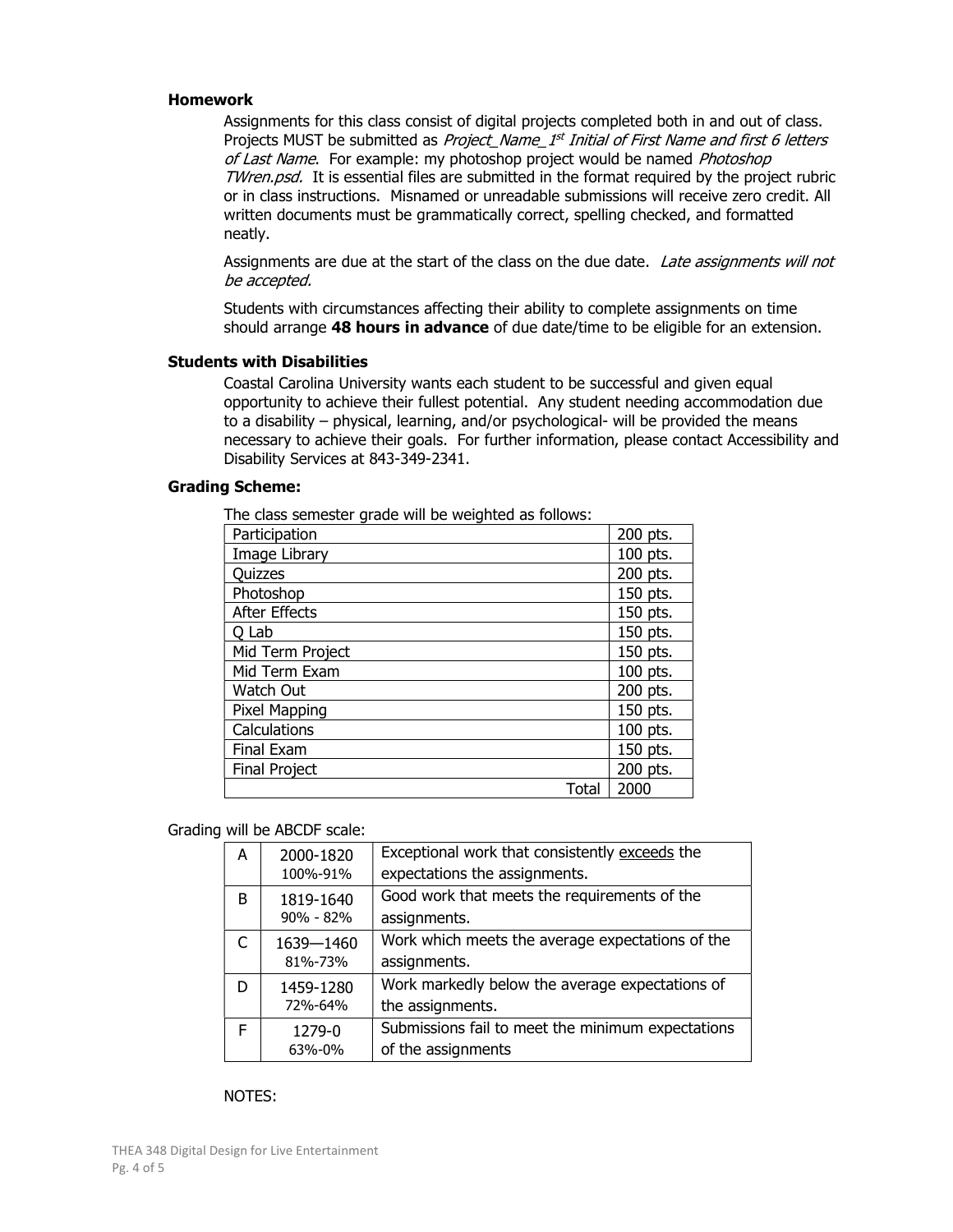### Homework

Assignments for this class consist of digital projects completed both in and out of class. Projects MUST be submitted as *Project_Name_1st Initial of First Name and first 6 letters of Last Name*. For example: my photoshop project would be named *Photoshop TWren.psd.* It is essential files are submitted in the format required by the project rubric or in class instructions. Misnamed or unreadable submissions will receive zero credit. All written documents must be grammatically correct, spelling checked, and formatted neatly.

Assignments are due at the start of the class on the due date. *Late assignments will not be accepted.*

Students with circumstances affecting their ability to complete assignments on time should arrange **48 hours in advance** of due date/time to be eligible for an extension.

### Students with Disabilities

Coastal Carolina University wants each student to be successful and given equal opportunity to achieve their fullest potential. Any student needing accommodation due to a disability – physical, learning, and/or psychological- will be provided the means necessary to achieve their goals. For further information, please contact Accessibility and Disability Services at 843-349-2341.

### Grading Scheme:

The class semester grade will be weighted as follows:

| | |
|---|---|
| Participation | 200 pts. |
| Image Library | 100 pts. |
| Quizzes | 200 pts. |
| Photoshop | 150 pts. |
| After Effects | 150 pts. |
| Q Lab | 150 pts. |
| Mid Term Project | 150 pts. |
| Mid Term Exam | 100 pts. |
| Watch Out | 200 pts. |
| Pixel Mapping | 150 pts. |
| Calculations | 100 pts. |
| Final Exam | 150 pts. |
| Final Project | 200 pts. |
| Total | 2000 |

Grading will be ABCDF scale:

| | | |
|---|---|---|
| A | 2000-1820<br>100%-91% | Exceptional work that consistently <u>exceeds</u> the expectations the assignments. |
| B | 1819-1640<br>90% - 82% | Good work that meets the requirements of the assignments. |
| C | 1639—1460<br>81%-73% | Work which meets the average expectations of the assignments. |
| D | 1459-1280<br>72%-64% | Work markedly below the average expectations of the assignments. |
| F | 1279-0<br>63%-0% | Submissions fail to meet the minimum expectations of the assignments |

NOTES: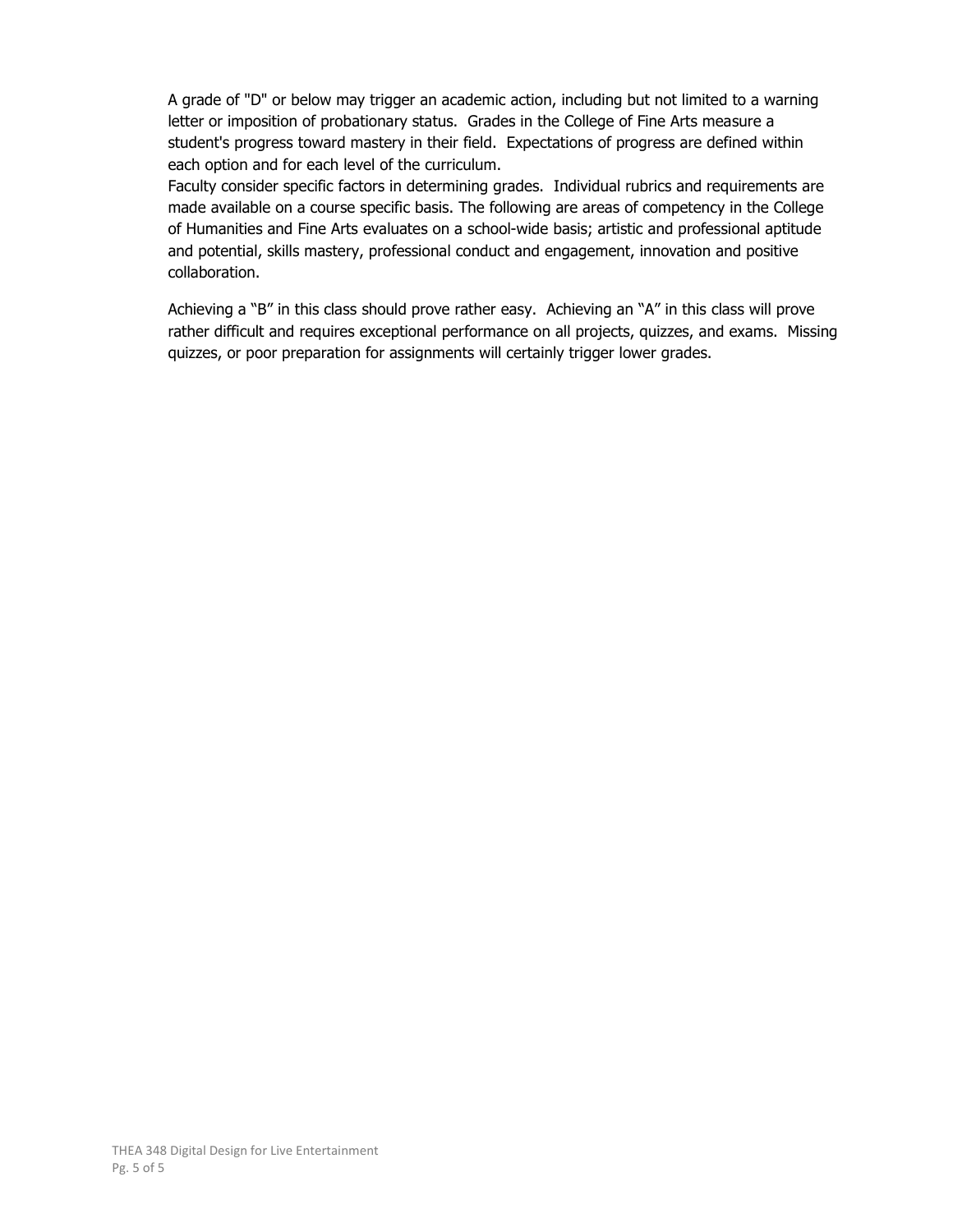A grade of "D" or below may trigger an academic action, including but not limited to a warning letter or imposition of probationary status. Grades in the College of Fine Arts measure a student's progress toward mastery in their field. Expectations of progress are defined within each option and for each level of the curriculum.
Faculty consider specific factors in determining grades. Individual rubrics and requirements are made available on a course specific basis. The following are areas of competency in the College of Humanities and Fine Arts evaluates on a school-wide basis; artistic and professional aptitude and potential, skills mastery, professional conduct and engagement, innovation and positive collaboration.

Achieving a "B" in this class should prove rather easy. Achieving an "A" in this class will prove rather difficult and requires exceptional performance on all projects, quizzes, and exams. Missing quizzes, or poor preparation for assignments will certainly trigger lower grades.